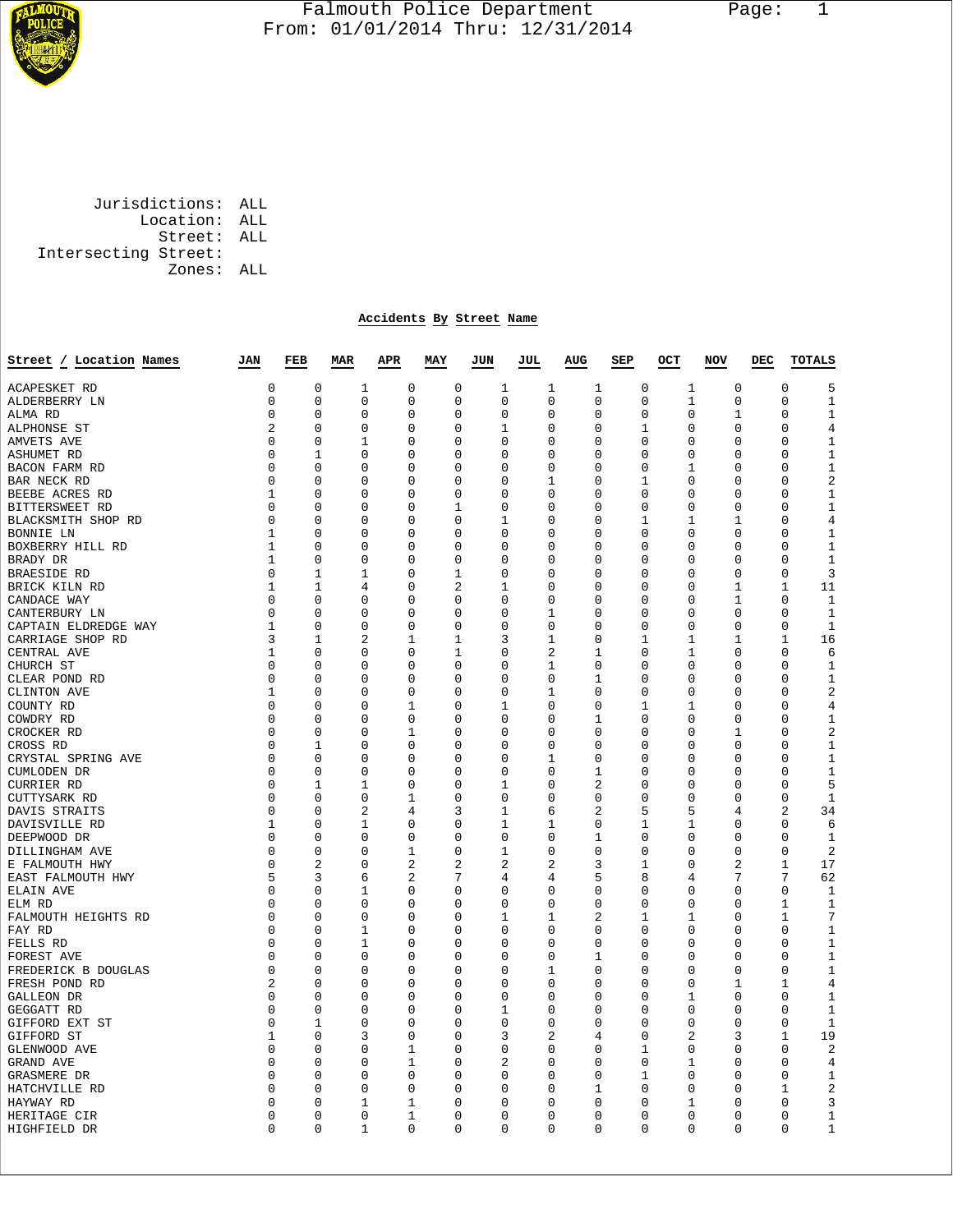# Falmouth Police Department

From: 01/01/2014 Thru: 12/31/2014

Jurisdictions: ALL
Location: ALL
Street: ALL
Intersecting Street:
Zones: ALL

## Accidents By Street Name

| Street / Location Names | JAN | FEB | MAR | APR | MAY | JUN | JUL | AUG | SEP | OCT | NOV | DEC | TOTALS |
|---|---|---|---|---|---|---|---|---|---|---|---|---|---|
| ACAPESKET RD | 0 | 0 | 1 | 0 | 0 | 1 | 1 | 1 | 0 | 1 | 0 | 0 | 5 |
| ALDERBERRY LN | 0 | 0 | 0 | 0 | 0 | 0 | 0 | 0 | 0 | 1 | 0 | 0 | 1 |
| ALMA RD | 0 | 0 | 0 | 0 | 0 | 0 | 0 | 0 | 0 | 0 | 1 | 0 | 1 |
| ALPHONSE ST | 2 | 0 | 0 | 0 | 0 | 1 | 0 | 0 | 1 | 0 | 0 | 0 | 4 |
| AMVETS AVE | 0 | 0 | 1 | 0 | 0 | 0 | 0 | 0 | 0 | 0 | 0 | 0 | 1 |
| ASHUMET RD | 0 | 1 | 0 | 0 | 0 | 0 | 0 | 0 | 0 | 0 | 0 | 0 | 1 |
| BACON FARM RD | 0 | 0 | 0 | 0 | 0 | 0 | 0 | 0 | 0 | 1 | 0 | 0 | 1 |
| BAR NECK RD | 0 | 0 | 0 | 0 | 0 | 0 | 1 | 0 | 1 | 0 | 0 | 0 | 2 |
| BEEBE ACRES RD | 1 | 0 | 0 | 0 | 0 | 0 | 0 | 0 | 0 | 0 | 0 | 0 | 1 |
| BITTERSWEET RD | 0 | 0 | 0 | 0 | 1 | 0 | 0 | 0 | 0 | 0 | 0 | 0 | 1 |
| BLACKSMITH SHOP RD | 0 | 0 | 0 | 0 | 0 | 1 | 0 | 0 | 1 | 1 | 1 | 0 | 4 |
| BONNIE LN | 1 | 0 | 0 | 0 | 0 | 0 | 0 | 0 | 0 | 0 | 0 | 0 | 1 |
| BOXBERRY HILL RD | 1 | 0 | 0 | 0 | 0 | 0 | 0 | 0 | 0 | 0 | 0 | 0 | 1 |
| BRADY DR | 1 | 0 | 0 | 0 | 0 | 0 | 0 | 0 | 0 | 0 | 0 | 0 | 1 |
| BRAESIDE RD | 0 | 1 | 1 | 0 | 1 | 0 | 0 | 0 | 0 | 0 | 0 | 0 | 3 |
| BRICK KILN RD | 1 | 1 | 4 | 0 | 2 | 1 | 0 | 0 | 0 | 0 | 1 | 1 | 11 |
| CANDACE WAY | 0 | 0 | 0 | 0 | 0 | 0 | 0 | 0 | 0 | 0 | 1 | 0 | 1 |
| CANTERBURY LN | 0 | 0 | 0 | 0 | 0 | 0 | 1 | 0 | 0 | 0 | 0 | 0 | 1 |
| CAPTAIN ELDREDGE WAY | 1 | 0 | 0 | 0 | 0 | 0 | 0 | 0 | 0 | 0 | 0 | 0 | 1 |
| CARRIAGE SHOP RD | 3 | 1 | 2 | 1 | 1 | 3 | 1 | 0 | 1 | 1 | 1 | 1 | 16 |
| CENTRAL AVE | 1 | 0 | 0 | 0 | 1 | 0 | 2 | 1 | 0 | 1 | 0 | 0 | 6 |
| CHURCH ST | 0 | 0 | 0 | 0 | 0 | 0 | 1 | 0 | 0 | 0 | 0 | 0 | 1 |
| CLEAR POND RD | 0 | 0 | 0 | 0 | 0 | 0 | 0 | 1 | 0 | 0 | 0 | 0 | 1 |
| CLINTON AVE | 1 | 0 | 0 | 0 | 0 | 0 | 1 | 0 | 0 | 0 | 0 | 0 | 2 |
| COUNTY RD | 0 | 0 | 0 | 1 | 0 | 1 | 0 | 0 | 1 | 1 | 0 | 0 | 4 |
| COWDRY RD | 0 | 0 | 0 | 0 | 0 | 0 | 0 | 1 | 0 | 0 | 0 | 0 | 1 |
| CROCKER RD | 0 | 0 | 0 | 1 | 0 | 0 | 0 | 0 | 0 | 0 | 1 | 0 | 2 |
| CROSS RD | 0 | 1 | 0 | 0 | 0 | 0 | 0 | 0 | 0 | 0 | 0 | 0 | 1 |
| CRYSTAL SPRING AVE | 0 | 0 | 0 | 0 | 0 | 0 | 1 | 0 | 0 | 0 | 0 | 0 | 1 |
| CUMLODEN DR | 0 | 0 | 0 | 0 | 0 | 0 | 0 | 1 | 0 | 0 | 0 | 0 | 1 |
| CURRIER RD | 0 | 1 | 1 | 0 | 0 | 1 | 0 | 2 | 0 | 0 | 0 | 0 | 5 |
| CUTTYSARK RD | 0 | 0 | 0 | 1 | 0 | 0 | 0 | 0 | 0 | 0 | 0 | 0 | 1 |
| DAVIS STRAITS | 0 | 0 | 2 | 4 | 3 | 1 | 6 | 2 | 5 | 5 | 4 | 2 | 34 |
| DAVISVILLE RD | 1 | 0 | 1 | 0 | 0 | 1 | 1 | 0 | 1 | 1 | 0 | 0 | 6 |
| DEEPWOOD DR | 0 | 0 | 0 | 0 | 0 | 0 | 0 | 1 | 0 | 0 | 0 | 0 | 1 |
| DILLINGHAM AVE | 0 | 0 | 0 | 1 | 0 | 1 | 0 | 0 | 0 | 0 | 0 | 0 | 2 |
| E FALMOUTH HWY | 0 | 2 | 0 | 2 | 2 | 2 | 2 | 3 | 1 | 0 | 2 | 1 | 17 |
| EAST FALMOUTH HWY | 5 | 3 | 6 | 2 | 7 | 4 | 4 | 5 | 8 | 4 | 7 | 7 | 62 |
| ELAIN AVE | 0 | 0 | 1 | 0 | 0 | 0 | 0 | 0 | 0 | 0 | 0 | 0 | 1 |
| ELM RD | 0 | 0 | 0 | 0 | 0 | 0 | 0 | 0 | 0 | 0 | 0 | 1 | 1 |
| FALMOUTH HEIGHTS RD | 0 | 0 | 0 | 0 | 0 | 1 | 1 | 2 | 1 | 1 | 0 | 1 | 7 |
| FAY RD | 0 | 0 | 1 | 0 | 0 | 0 | 0 | 0 | 0 | 0 | 0 | 0 | 1 |
| FELLS RD | 0 | 0 | 1 | 0 | 0 | 0 | 0 | 0 | 0 | 0 | 0 | 0 | 1 |
| FOREST AVE | 0 | 0 | 0 | 0 | 0 | 0 | 0 | 1 | 0 | 0 | 0 | 0 | 1 |
| FREDERICK B DOUGLAS | 0 | 0 | 0 | 0 | 0 | 0 | 1 | 0 | 0 | 0 | 0 | 0 | 1 |
| FRESH POND RD | 2 | 0 | 0 | 0 | 0 | 0 | 0 | 0 | 0 | 0 | 1 | 1 | 4 |
| GALLEON DR | 0 | 0 | 0 | 0 | 0 | 0 | 0 | 0 | 0 | 1 | 0 | 0 | 1 |
| GEGGATT RD | 0 | 0 | 0 | 0 | 0 | 1 | 0 | 0 | 0 | 0 | 0 | 0 | 1 |
| GIFFORD EXT ST | 0 | 1 | 0 | 0 | 0 | 0 | 0 | 0 | 0 | 0 | 0 | 0 | 1 |
| GIFFORD ST | 1 | 0 | 3 | 0 | 0 | 3 | 2 | 4 | 0 | 2 | 3 | 1 | 19 |
| GLENWOOD AVE | 0 | 0 | 0 | 1 | 0 | 0 | 0 | 0 | 1 | 0 | 0 | 0 | 2 |
| GRAND AVE | 0 | 0 | 0 | 1 | 0 | 2 | 0 | 0 | 0 | 1 | 0 | 0 | 4 |
| GRASMERE DR | 0 | 0 | 0 | 0 | 0 | 0 | 0 | 0 | 1 | 0 | 0 | 0 | 1 |
| HATCHVILLE RD | 0 | 0 | 0 | 0 | 0 | 0 | 0 | 1 | 0 | 0 | 0 | 1 | 2 |
| HAYWAY RD | 0 | 0 | 1 | 1 | 0 | 0 | 0 | 0 | 0 | 1 | 0 | 0 | 3 |
| HERITAGE CIR | 0 | 0 | 0 | 1 | 0 | 0 | 0 | 0 | 0 | 0 | 0 | 0 | 1 |
| HIGHFIELD DR | 0 | 0 | 1 | 0 | 0 | 0 | 0 | 0 | 0 | 0 | 0 | 0 | 1 |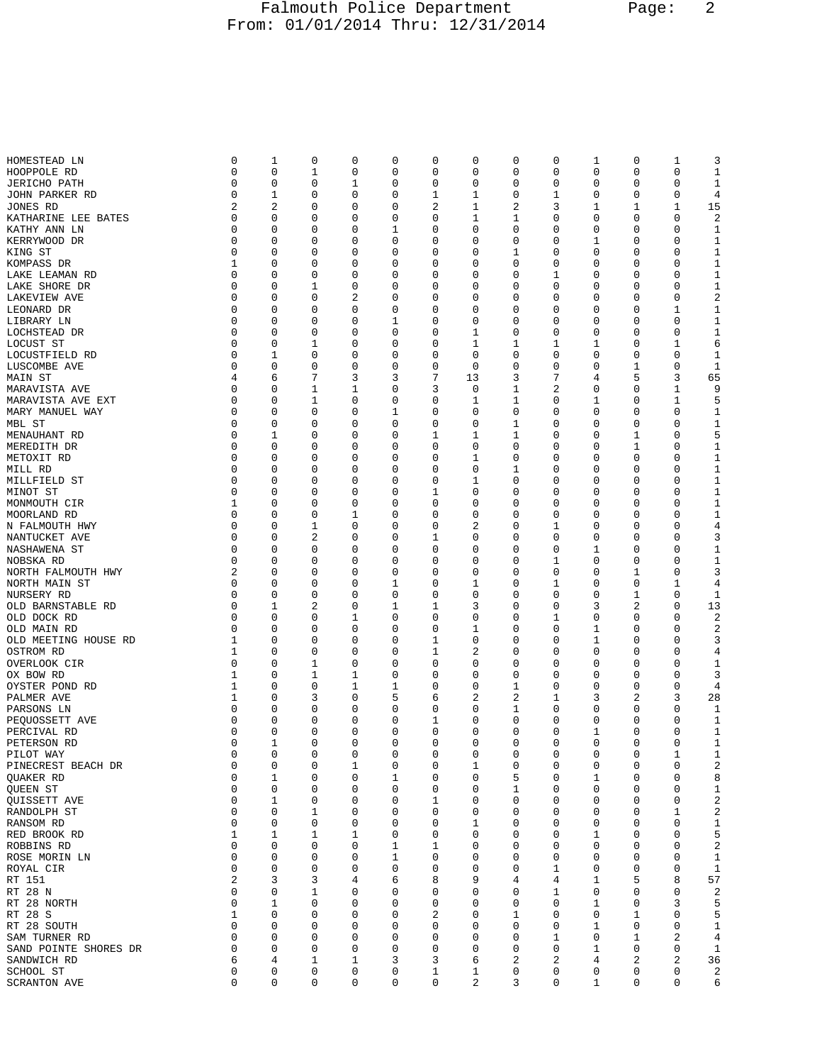| Street | | | | | | | | | | | | | Total |
|---|---|---|---|---|---|---|---|---|---|---|---|---|---|
| HOMESTEAD LN | 0 | 1 | 0 | 0 | 0 | 0 | 0 | 0 | 0 | 1 | 0 | 1 | 3 |
| HOOPPOLE RD | 0 | 0 | 1 | 0 | 0 | 0 | 0 | 0 | 0 | 0 | 0 | 0 | 1 |
| JERICHO PATH | 0 | 0 | 0 | 1 | 0 | 0 | 0 | 0 | 0 | 0 | 0 | 0 | 1 |
| JOHN PARKER RD | 0 | 1 | 0 | 0 | 0 | 1 | 1 | 0 | 1 | 0 | 0 | 0 | 4 |
| JONES RD | 2 | 2 | 0 | 0 | 0 | 2 | 1 | 2 | 3 | 1 | 1 | 1 | 15 |
| KATHARINE LEE BATES | 0 | 0 | 0 | 0 | 0 | 0 | 0 | 1 | 1 | 0 | 0 | 0 | 2 |
| KATHY ANN LN | 0 | 0 | 0 | 0 | 1 | 0 | 0 | 0 | 0 | 0 | 0 | 0 | 1 |
| KERRYWOOD DR | 0 | 0 | 0 | 0 | 0 | 0 | 0 | 0 | 0 | 1 | 0 | 0 | 1 |
| KING ST | 0 | 0 | 0 | 0 | 0 | 0 | 0 | 1 | 0 | 0 | 0 | 0 | 1 |
| KOMPASS DR | 1 | 0 | 0 | 0 | 0 | 0 | 0 | 0 | 0 | 0 | 0 | 0 | 1 |
| LAKE LEAMAN RD | 0 | 0 | 0 | 0 | 0 | 0 | 0 | 0 | 1 | 0 | 0 | 0 | 1 |
| LAKE SHORE DR | 0 | 0 | 1 | 0 | 0 | 0 | 0 | 0 | 0 | 0 | 0 | 0 | 1 |
| LAKEVIEW AVE | 0 | 0 | 0 | 2 | 0 | 0 | 0 | 0 | 0 | 0 | 0 | 0 | 2 |
| LEONARD DR | 0 | 0 | 0 | 0 | 0 | 0 | 0 | 0 | 0 | 0 | 0 | 1 | 1 |
| LIBRARY LN | 0 | 0 | 0 | 0 | 1 | 0 | 0 | 0 | 0 | 0 | 0 | 0 | 1 |
| LOCHSTEAD DR | 0 | 0 | 0 | 0 | 0 | 0 | 1 | 0 | 0 | 0 | 0 | 0 | 1 |
| LOCUST ST | 0 | 0 | 1 | 0 | 0 | 0 | 1 | 1 | 1 | 1 | 0 | 1 | 6 |
| LOCUSTFIELD RD | 0 | 1 | 0 | 0 | 0 | 0 | 0 | 0 | 0 | 0 | 0 | 0 | 1 |
| LUSCOMBE AVE | 0 | 0 | 0 | 0 | 0 | 0 | 0 | 0 | 0 | 0 | 1 | 0 | 1 |
| MAIN ST | 4 | 6 | 7 | 3 | 3 | 7 | 13 | 3 | 7 | 4 | 5 | 3 | 65 |
| MARAVISTA AVE | 0 | 0 | 1 | 1 | 0 | 3 | 0 | 1 | 2 | 0 | 0 | 1 | 9 |
| MARAVISTA AVE EXT | 0 | 0 | 1 | 0 | 0 | 0 | 1 | 1 | 0 | 1 | 0 | 1 | 5 |
| MARY MANUEL WAY | 0 | 0 | 0 | 0 | 1 | 0 | 0 | 0 | 0 | 0 | 0 | 0 | 1 |
| MBL ST | 0 | 0 | 0 | 0 | 0 | 0 | 0 | 1 | 0 | 0 | 0 | 0 | 1 |
| MENAUHANT RD | 0 | 1 | 0 | 0 | 0 | 1 | 1 | 1 | 0 | 0 | 1 | 0 | 5 |
| MEREDITH DR | 0 | 0 | 0 | 0 | 0 | 0 | 0 | 0 | 0 | 0 | 1 | 0 | 1 |
| METOXIT RD | 0 | 0 | 0 | 0 | 0 | 0 | 1 | 0 | 0 | 0 | 0 | 0 | 1 |
| MILL RD | 0 | 0 | 0 | 0 | 0 | 0 | 0 | 1 | 0 | 0 | 0 | 0 | 1 |
| MILLFIELD ST | 0 | 0 | 0 | 0 | 0 | 0 | 1 | 0 | 0 | 0 | 0 | 0 | 1 |
| MINOT ST | 0 | 0 | 0 | 0 | 0 | 1 | 0 | 0 | 0 | 0 | 0 | 0 | 1 |
| MONMOUTH CIR | 1 | 0 | 0 | 0 | 0 | 0 | 0 | 0 | 0 | 0 | 0 | 0 | 1 |
| MOORLAND RD | 0 | 0 | 0 | 1 | 0 | 0 | 0 | 0 | 0 | 0 | 0 | 0 | 1 |
| N FALMOUTH HWY | 0 | 0 | 1 | 0 | 0 | 0 | 2 | 0 | 1 | 0 | 0 | 0 | 4 |
| NANTUCKET AVE | 0 | 0 | 2 | 0 | 0 | 1 | 0 | 0 | 0 | 0 | 0 | 0 | 3 |
| NASHAWENA ST | 0 | 0 | 0 | 0 | 0 | 0 | 0 | 0 | 0 | 1 | 0 | 0 | 1 |
| NOBSKA RD | 0 | 0 | 0 | 0 | 0 | 0 | 0 | 0 | 1 | 0 | 0 | 0 | 1 |
| NORTH FALMOUTH HWY | 2 | 0 | 0 | 0 | 0 | 0 | 0 | 0 | 0 | 0 | 1 | 0 | 3 |
| NORTH MAIN ST | 0 | 0 | 0 | 0 | 1 | 0 | 1 | 0 | 1 | 0 | 0 | 1 | 4 |
| NURSERY RD | 0 | 0 | 0 | 0 | 0 | 0 | 0 | 0 | 0 | 0 | 1 | 0 | 1 |
| OLD BARNSTABLE RD | 0 | 1 | 2 | 0 | 1 | 1 | 3 | 0 | 0 | 3 | 2 | 0 | 13 |
| OLD DOCK RD | 0 | 0 | 0 | 1 | 0 | 0 | 0 | 0 | 1 | 0 | 0 | 0 | 2 |
| OLD MAIN RD | 0 | 0 | 0 | 0 | 0 | 0 | 1 | 0 | 0 | 1 | 0 | 0 | 2 |
| OLD MEETING HOUSE RD | 1 | 0 | 0 | 0 | 0 | 1 | 0 | 0 | 0 | 1 | 0 | 0 | 3 |
| OSTROM RD | 1 | 0 | 0 | 0 | 0 | 1 | 2 | 0 | 0 | 0 | 0 | 0 | 4 |
| OVERLOOK CIR | 0 | 0 | 1 | 0 | 0 | 0 | 0 | 0 | 0 | 0 | 0 | 0 | 1 |
| OX BOW RD | 1 | 0 | 1 | 1 | 0 | 0 | 0 | 0 | 0 | 0 | 0 | 0 | 3 |
| OYSTER POND RD | 1 | 0 | 0 | 1 | 1 | 0 | 0 | 1 | 0 | 0 | 0 | 0 | 4 |
| PALMER AVE | 1 | 0 | 3 | 0 | 5 | 6 | 2 | 2 | 1 | 3 | 2 | 3 | 28 |
| PARSONS LN | 0 | 0 | 0 | 0 | 0 | 0 | 0 | 1 | 0 | 0 | 0 | 0 | 1 |
| PEQUOSSETT AVE | 0 | 0 | 0 | 0 | 0 | 1 | 0 | 0 | 0 | 0 | 0 | 0 | 1 |
| PERCIVAL RD | 0 | 0 | 0 | 0 | 0 | 0 | 0 | 0 | 0 | 1 | 0 | 0 | 1 |
| PETERSON RD | 0 | 1 | 0 | 0 | 0 | 0 | 0 | 0 | 0 | 0 | 0 | 0 | 1 |
| PILOT WAY | 0 | 0 | 0 | 0 | 0 | 0 | 0 | 0 | 0 | 0 | 0 | 1 | 1 |
| PINECREST BEACH DR | 0 | 0 | 0 | 1 | 0 | 0 | 1 | 0 | 0 | 0 | 0 | 0 | 2 |
| QUAKER RD | 0 | 1 | 0 | 0 | 1 | 0 | 0 | 5 | 0 | 1 | 0 | 0 | 8 |
| QUEEN ST | 0 | 0 | 0 | 0 | 0 | 0 | 0 | 1 | 0 | 0 | 0 | 0 | 1 |
| QUISSETT AVE | 0 | 1 | 0 | 0 | 0 | 1 | 0 | 0 | 0 | 0 | 0 | 0 | 2 |
| RANDOLPH ST | 0 | 0 | 1 | 0 | 0 | 0 | 0 | 0 | 0 | 0 | 0 | 1 | 2 |
| RANSOM RD | 0 | 0 | 0 | 0 | 0 | 0 | 1 | 0 | 0 | 0 | 0 | 0 | 1 |
| RED BROOK RD | 1 | 1 | 1 | 1 | 0 | 0 | 0 | 0 | 0 | 1 | 0 | 0 | 5 |
| ROBBINS RD | 0 | 0 | 0 | 0 | 1 | 1 | 0 | 0 | 0 | 0 | 0 | 0 | 2 |
| ROSE MORIN LN | 0 | 0 | 0 | 0 | 1 | 0 | 0 | 0 | 0 | 0 | 0 | 0 | 1 |
| ROYAL CIR | 0 | 0 | 0 | 0 | 0 | 0 | 0 | 0 | 1 | 0 | 0 | 0 | 1 |
| RT 151 | 2 | 3 | 3 | 4 | 6 | 8 | 9 | 4 | 4 | 1 | 5 | 8 | 57 |
| RT 28 N | 0 | 0 | 1 | 0 | 0 | 0 | 0 | 0 | 1 | 0 | 0 | 0 | 2 |
| RT 28 NORTH | 0 | 1 | 0 | 0 | 0 | 0 | 0 | 0 | 0 | 1 | 0 | 3 | 5 |
| RT 28 S | 1 | 0 | 0 | 0 | 0 | 2 | 0 | 1 | 0 | 0 | 1 | 0 | 5 |
| RT 28 SOUTH | 0 | 0 | 0 | 0 | 0 | 0 | 0 | 0 | 0 | 1 | 0 | 0 | 1 |
| SAM TURNER RD | 0 | 0 | 0 | 0 | 0 | 0 | 0 | 0 | 1 | 0 | 1 | 2 | 4 |
| SAND POINTE SHORES DR | 0 | 0 | 0 | 0 | 0 | 0 | 0 | 0 | 0 | 1 | 0 | 0 | 1 |
| SANDWICH RD | 6 | 4 | 1 | 1 | 3 | 3 | 6 | 2 | 2 | 4 | 2 | 2 | 36 |
| SCHOOL ST | 0 | 0 | 0 | 0 | 0 | 1 | 1 | 0 | 0 | 0 | 0 | 0 | 2 |
| SCRANTON AVE | 0 | 0 | 0 | 0 | 0 | 0 | 2 | 3 | 0 | 1 | 0 | 0 | 6 |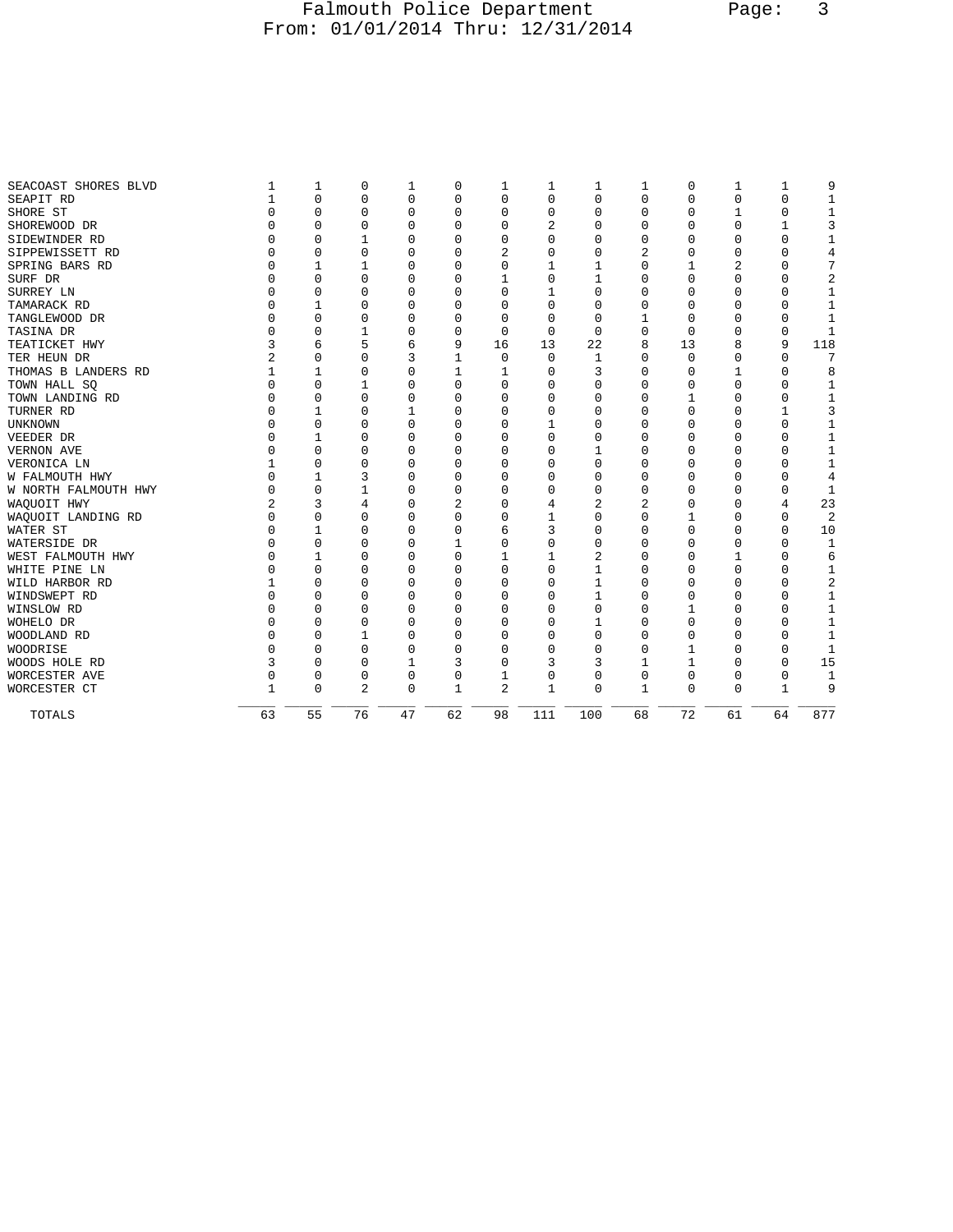| | | | | | | | | | | | | | |
|---|---|---|---|---|---|---|---|---|---|---|---|---|---|
| SEACOAST SHORES BLVD | 1 | 1 | 0 | 1 | 0 | 1 | 1 | 1 | 1 | 0 | 1 | 1 | 9 |
| SEAPIT RD | 1 | 0 | 0 | 0 | 0 | 0 | 0 | 0 | 0 | 0 | 0 | 0 | 1 |
| SHORE ST | 0 | 0 | 0 | 0 | 0 | 0 | 0 | 0 | 0 | 0 | 1 | 0 | 1 |
| SHOREWOOD DR | 0 | 0 | 0 | 0 | 0 | 0 | 2 | 0 | 0 | 0 | 0 | 1 | 3 |
| SIDEWINDER RD | 0 | 0 | 1 | 0 | 0 | 0 | 0 | 0 | 0 | 0 | 0 | 0 | 1 |
| SIPPEWISSETT RD | 0 | 0 | 0 | 0 | 0 | 2 | 0 | 0 | 2 | 0 | 0 | 0 | 4 |
| SPRING BARS RD | 0 | 1 | 1 | 0 | 0 | 0 | 1 | 1 | 0 | 1 | 2 | 0 | 7 |
| SURF DR | 0 | 0 | 0 | 0 | 0 | 1 | 0 | 1 | 0 | 0 | 0 | 0 | 2 |
| SURREY LN | 0 | 0 | 0 | 0 | 0 | 0 | 1 | 0 | 0 | 0 | 0 | 0 | 1 |
| TAMARACK RD | 0 | 1 | 0 | 0 | 0 | 0 | 0 | 0 | 0 | 0 | 0 | 0 | 1 |
| TANGLEWOOD DR | 0 | 0 | 0 | 0 | 0 | 0 | 0 | 0 | 1 | 0 | 0 | 0 | 1 |
| TASINA DR | 0 | 0 | 1 | 0 | 0 | 0 | 0 | 0 | 0 | 0 | 0 | 0 | 1 |
| TEATICKET HWY | 3 | 6 | 5 | 6 | 9 | 16 | 13 | 22 | 8 | 13 | 8 | 9 | 118 |
| TER HEUN DR | 2 | 0 | 0 | 3 | 1 | 0 | 0 | 1 | 0 | 0 | 0 | 0 | 7 |
| THOMAS B LANDERS RD | 1 | 1 | 0 | 0 | 1 | 1 | 0 | 3 | 0 | 0 | 1 | 0 | 8 |
| TOWN HALL SQ | 0 | 0 | 1 | 0 | 0 | 0 | 0 | 0 | 0 | 0 | 0 | 0 | 1 |
| TOWN LANDING RD | 0 | 0 | 0 | 0 | 0 | 0 | 0 | 0 | 0 | 1 | 0 | 0 | 1 |
| TURNER RD | 0 | 1 | 0 | 1 | 0 | 0 | 0 | 0 | 0 | 0 | 0 | 1 | 3 |
| UNKNOWN | 0 | 0 | 0 | 0 | 0 | 0 | 1 | 0 | 0 | 0 | 0 | 0 | 1 |
| VEEDER DR | 0 | 1 | 0 | 0 | 0 | 0 | 0 | 0 | 0 | 0 | 0 | 0 | 1 |
| VERNON AVE | 0 | 0 | 0 | 0 | 0 | 0 | 0 | 1 | 0 | 0 | 0 | 0 | 1 |
| VERONICA LN | 1 | 0 | 0 | 0 | 0 | 0 | 0 | 0 | 0 | 0 | 0 | 0 | 1 |
| W FALMOUTH HWY | 0 | 1 | 3 | 0 | 0 | 0 | 0 | 0 | 0 | 0 | 0 | 0 | 4 |
| W NORTH FALMOUTH HWY | 0 | 0 | 1 | 0 | 0 | 0 | 0 | 0 | 0 | 0 | 0 | 0 | 1 |
| WAQUOIT HWY | 2 | 3 | 4 | 0 | 2 | 0 | 4 | 2 | 2 | 0 | 0 | 4 | 23 |
| WAQUOIT LANDING RD | 0 | 0 | 0 | 0 | 0 | 0 | 1 | 0 | 0 | 1 | 0 | 0 | 2 |
| WATER ST | 0 | 1 | 0 | 0 | 0 | 6 | 3 | 0 | 0 | 0 | 0 | 0 | 10 |
| WATERSIDE DR | 0 | 0 | 0 | 0 | 1 | 0 | 0 | 0 | 0 | 0 | 0 | 0 | 1 |
| WEST FALMOUTH HWY | 0 | 1 | 0 | 0 | 0 | 1 | 1 | 2 | 0 | 0 | 1 | 0 | 6 |
| WHITE PINE LN | 0 | 0 | 0 | 0 | 0 | 0 | 0 | 1 | 0 | 0 | 0 | 0 | 1 |
| WILD HARBOR RD | 1 | 0 | 0 | 0 | 0 | 0 | 0 | 1 | 0 | 0 | 0 | 0 | 2 |
| WINDSWEPT RD | 0 | 0 | 0 | 0 | 0 | 0 | 0 | 1 | 0 | 0 | 0 | 0 | 1 |
| WINSLOW RD | 0 | 0 | 0 | 0 | 0 | 0 | 0 | 0 | 0 | 1 | 0 | 0 | 1 |
| WOHELO DR | 0 | 0 | 0 | 0 | 0 | 0 | 0 | 1 | 0 | 0 | 0 | 0 | 1 |
| WOODLAND RD | 0 | 0 | 1 | 0 | 0 | 0 | 0 | 0 | 0 | 0 | 0 | 0 | 1 |
| WOODRISE | 0 | 0 | 0 | 0 | 0 | 0 | 0 | 0 | 0 | 1 | 0 | 0 | 1 |
| WOODS HOLE RD | 3 | 0 | 0 | 1 | 3 | 0 | 3 | 3 | 1 | 1 | 0 | 0 | 15 |
| WORCESTER AVE | 0 | 0 | 0 | 0 | 0 | 1 | 0 | 0 | 0 | 0 | 0 | 0 | 1 |
| WORCESTER CT | 1 | 0 | 2 | 0 | 1 | 2 | 1 | 0 | 1 | 0 | 0 | 1 | 9 |
| TOTALS | 63 | 55 | 76 | 47 | 62 | 98 | 111 | 100 | 68 | 72 | 61 | 64 | 877 |